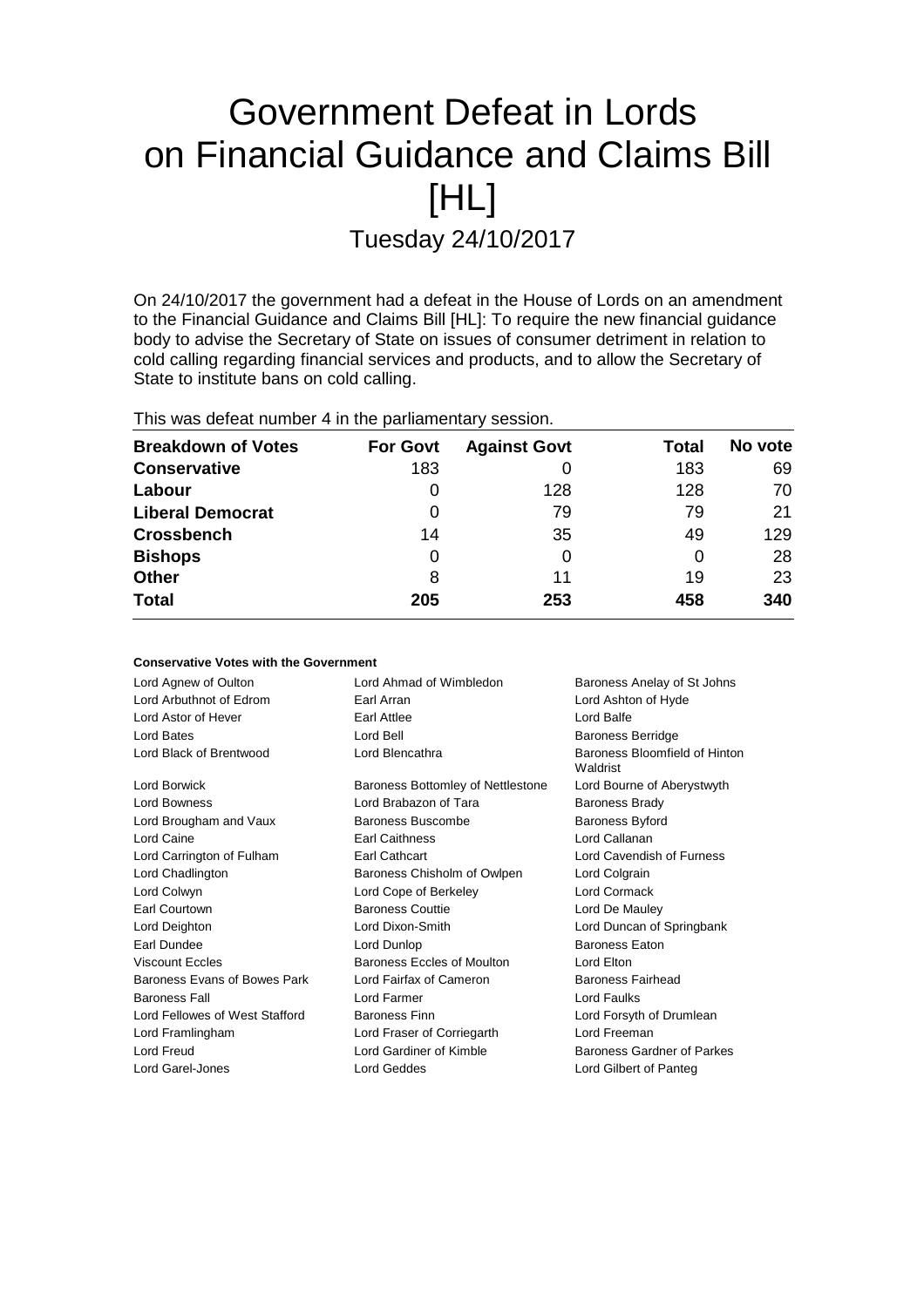# Government Defeat in Lords on Financial Guidance and Claims Bill [HL]

## Tuesday 24/10/2017

On 24/10/2017 the government had a defeat in the House of Lords on an amendment to the Financial Guidance and Claims Bill [HL]: To require the new financial guidance body to advise the Secretary of State on issues of consumer detriment in relation to cold calling regarding financial services and products, and to allow the Secretary of State to institute bans on cold calling.

This was defeat number 4 in the parliamentary session.

| Breakdown of Votes | For Govt | Against Govt | Total | No vote |
|---|---|---|---|---|
| **Conservative** | 183 | 0 | 183 | 69 |
| **Labour** | 0 | 128 | 128 | 70 |
| **Liberal Democrat** | 0 | 79 | 79 | 21 |
| **Crossbench** | 14 | 35 | 49 | 129 |
| **Bishops** | 0 | 0 | 0 | 28 |
| **Other** | 8 | 11 | 19 | 23 |
| **Total** | **205** | **253** | **458** | **340** |

**Conservative Votes with the Government**

| | | |
|---|---|---|
| Lord Agnew of Oulton | Lord Ahmad of Wimbledon | Baroness Anelay of St Johns |
| Lord Arbuthnot of Edrom | Earl Arran | Lord Ashton of Hyde |
| Lord Astor of Hever | Earl Attlee | Lord Balfe |
| Lord Bates | Lord Bell | Baroness Berridge |
| Lord Black of Brentwood | Lord Blencathra | Baroness Bloomfield of Hinton Waldrist |
| Lord Borwick | Baroness Bottomley of Nettlestone | Lord Bourne of Aberystwyth |
| Lord Bowness | Lord Brabazon of Tara | Baroness Brady |
| Lord Brougham and Vaux | Baroness Buscombe | Baroness Byford |
| Lord Caine | Earl Caithness | Lord Callanan |
| Lord Carrington of Fulham | Earl Cathcart | Lord Cavendish of Furness |
| Lord Chadlington | Baroness Chisholm of Owlpen | Lord Colgrain |
| Lord Colwyn | Lord Cope of Berkeley | Lord Cormack |
| Earl Courtown | Baroness Couttie | Lord De Mauley |
| Lord Deighton | Lord Dixon-Smith | Lord Duncan of Springbank |
| Earl Dundee | Lord Dunlop | Baroness Eaton |
| Viscount Eccles | Baroness Eccles of Moulton | Lord Elton |
| Baroness Evans of Bowes Park | Lord Fairfax of Cameron | Baroness Fairhead |
| Baroness Fall | Lord Farmer | Lord Faulks |
| Lord Fellowes of West Stafford | Baroness Finn | Lord Forsyth of Drumlean |
| Lord Framlingham | Lord Fraser of Corriegarth | Lord Freeman |
| Lord Freud | Lord Gardiner of Kimble | Baroness Gardner of Parkes |
| Lord Garel-Jones | Lord Geddes | Lord Gilbert of Panteg |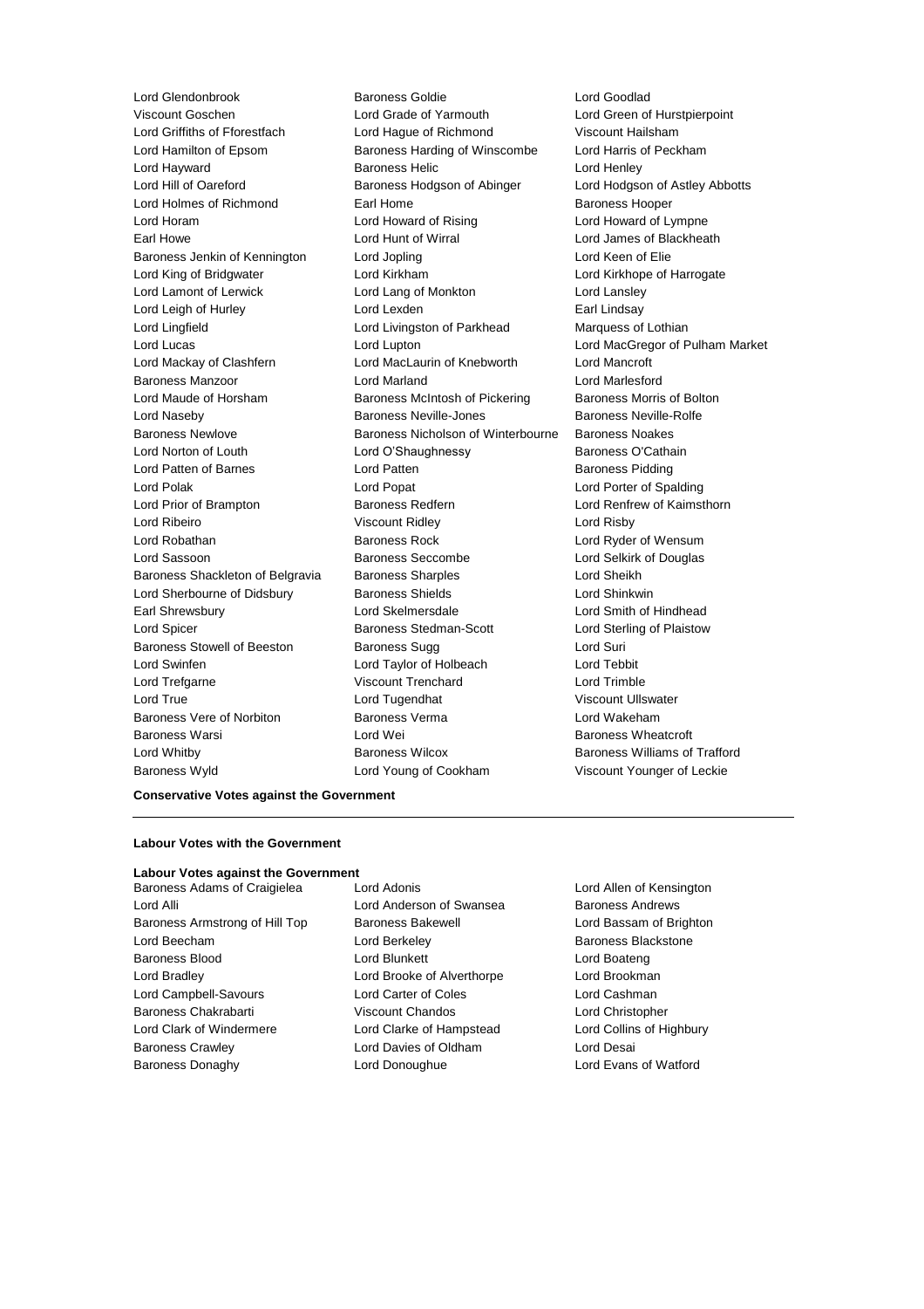Lord Glendonbrook
Baroness Goldie
Lord Goodlad
Viscount Goschen
Lord Grade of Yarmouth
Lord Green of Hurstpierpoint
Lord Griffiths of Fforestfach
Lord Hague of Richmond
Viscount Hailsham
Lord Hamilton of Epsom
Baroness Harding of Winscombe
Lord Harris of Peckham
Lord Hayward
Baroness Helic
Lord Henley
Lord Hill of Oareford
Baroness Hodgson of Abinger
Lord Hodgson of Astley Abbotts
Lord Holmes of Richmond
Earl Home
Baroness Hooper
Lord Horam
Lord Howard of Rising
Lord Howard of Lympne
Earl Howe
Lord Hunt of Wirral
Lord James of Blackheath
Baroness Jenkin of Kennington
Lord Jopling
Lord Keen of Elie
Lord King of Bridgwater
Lord Kirkham
Lord Kirkhope of Harrogate
Lord Lamont of Lerwick
Lord Lang of Monkton
Lord Lansley
Lord Leigh of Hurley
Lord Lexden
Earl Lindsay
Lord Lingfield
Lord Livingston of Parkhead
Marquess of Lothian
Lord Lucas
Lord Lupton
Lord MacGregor of Pulham Market
Lord Mackay of Clashfern
Lord MacLaurin of Knebworth
Lord Mancroft
Baroness Manzoor
Lord Marland
Lord Marlesford
Lord Maude of Horsham
Baroness McIntosh of Pickering
Baroness Morris of Bolton
Lord Naseby
Baroness Neville-Jones
Baroness Neville-Rolfe
Baroness Newlove
Baroness Nicholson of Winterbourne
Baroness Noakes
Lord Norton of Louth
Lord O'Shaughnessy
Baroness O'Cathain
Lord Patten of Barnes
Lord Patten
Baroness Pidding
Lord Polak
Lord Popat
Lord Porter of Spalding
Lord Prior of Brampton
Baroness Redfern
Lord Renfrew of Kaimsthorn
Lord Ribeiro
Viscount Ridley
Lord Risby
Lord Robathan
Baroness Rock
Lord Ryder of Wensum
Lord Sassoon
Baroness Seccombe
Lord Selkirk of Douglas
Baroness Shackleton of Belgravia
Baroness Sharples
Lord Sheikh
Lord Sherbourne of Didsbury
Baroness Shields
Lord Shinkwin
Earl Shrewsbury
Lord Skelmersdale
Lord Smith of Hindhead
Lord Spicer
Baroness Stedman-Scott
Lord Sterling of Plaistow
Baroness Stowell of Beeston
Baroness Sugg
Lord Suri
Lord Swinfen
Lord Taylor of Holbeach
Lord Tebbit
Lord Trefgarne
Viscount Trenchard
Lord Trimble
Lord True
Lord Tugendhat
Viscount Ullswater
Baroness Vere of Norbiton
Baroness Verma
Lord Wakeham
Baroness Warsi
Lord Wei
Baroness Wheatcroft
Lord Whitby
Baroness Wilcox
Baroness Williams of Trafford
Baroness Wyld
Lord Young of Cookham
Viscount Younger of Leckie

**Conservative Votes against the Government**

---

**Labour Votes with the Government**

**Labour Votes against the Government**

Baroness Adams of Craigielea
Lord Adonis
Lord Allen of Kensington
Lord Alli
Lord Anderson of Swansea
Baroness Andrews
Baroness Armstrong of Hill Top
Baroness Bakewell
Lord Bassam of Brighton
Lord Beecham
Lord Berkeley
Baroness Blackstone
Baroness Blood
Lord Blunkett
Lord Boateng
Lord Bradley
Lord Brooke of Alverthorpe
Lord Brookman
Lord Campbell-Savours
Lord Carter of Coles
Lord Cashman
Baroness Chakrabarti
Viscount Chandos
Lord Christopher
Lord Clark of Windermere
Lord Clarke of Hampstead
Lord Collins of Highbury
Baroness Crawley
Lord Davies of Oldham
Lord Desai
Baroness Donaghy
Lord Donoughue
Lord Evans of Watford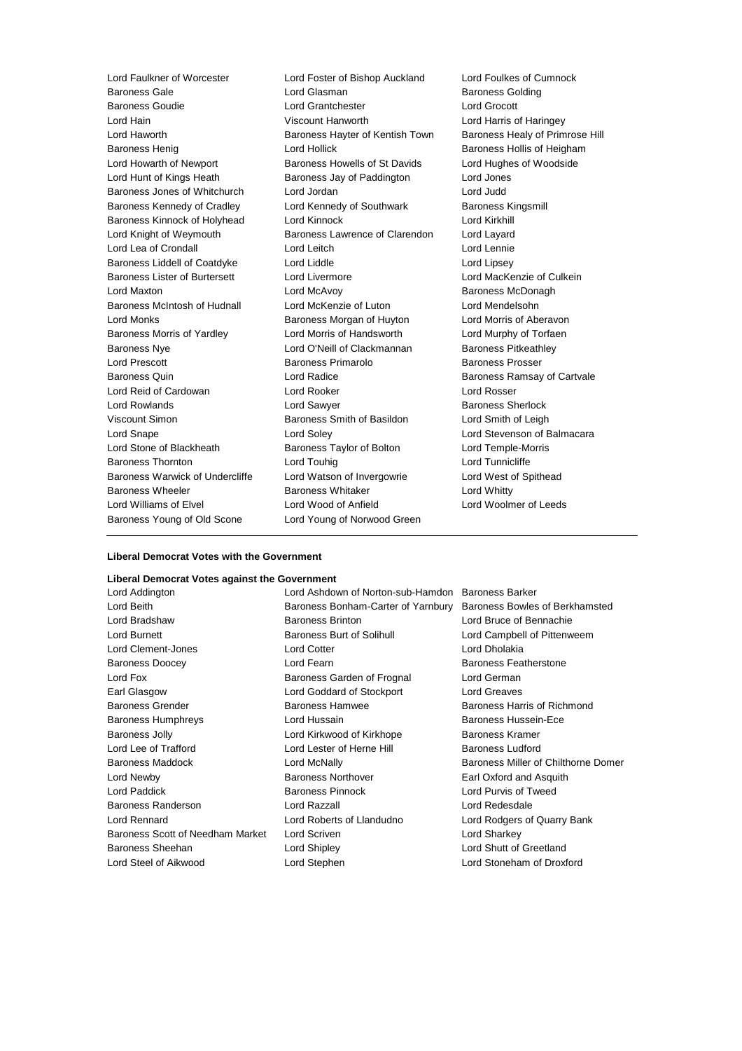Lord Faulkner of Worcester
Lord Foster of Bishop Auckland
Lord Foulkes of Cumnock
Baroness Gale
Lord Glasman
Baroness Golding
Baroness Goudie
Lord Grantchester
Lord Grocott
Lord Hain
Viscount Hanworth
Lord Harris of Haringey
Lord Haworth
Baroness Hayter of Kentish Town
Baroness Healy of Primrose Hill
Baroness Henig
Lord Hollick
Baroness Hollis of Heigham
Lord Howarth of Newport
Baroness Howells of St Davids
Lord Hughes of Woodside
Lord Hunt of Kings Heath
Baroness Jay of Paddington
Lord Jones
Baroness Jones of Whitchurch
Lord Jordan
Lord Judd
Baroness Kennedy of Cradley
Lord Kennedy of Southwark
Baroness Kingsmill
Baroness Kinnock of Holyhead
Lord Kinnock
Lord Kirkhill
Lord Knight of Weymouth
Baroness Lawrence of Clarendon
Lord Layard
Lord Lea of Crondall
Lord Leitch
Lord Lennie
Baroness Liddell of Coatdyke
Lord Liddle
Lord Lipsey
Baroness Lister of Burtersett
Lord Livermore
Lord MacKenzie of Culkein
Lord Maxton
Lord McAvoy
Baroness McDonagh
Baroness McIntosh of Hudnall
Lord McKenzie of Luton
Lord Mendelsohn
Lord Monks
Baroness Morgan of Huyton
Lord Morris of Aberavon
Baroness Morris of Yardley
Lord Morris of Handsworth
Lord Murphy of Torfaen
Baroness Nye
Lord O'Neill of Clackmannan
Baroness Pitkeathley
Lord Prescott
Baroness Primarolo
Baroness Prosser
Baroness Quin
Lord Radice
Baroness Ramsay of Cartvale
Lord Reid of Cardowan
Lord Rooker
Lord Rosser
Lord Rowlands
Lord Sawyer
Baroness Sherlock
Viscount Simon
Baroness Smith of Basildon
Lord Smith of Leigh
Lord Snape
Lord Soley
Lord Stevenson of Balmacara
Lord Stone of Blackheath
Baroness Taylor of Bolton
Lord Temple-Morris
Baroness Thornton
Lord Touhig
Lord Tunnicliffe
Baroness Warwick of Undercliffe
Lord Watson of Invergowrie
Lord West of Spithead
Baroness Wheeler
Baroness Whitaker
Lord Whitty
Lord Williams of Elvel
Lord Wood of Anfield
Lord Woolmer of Leeds
Baroness Young of Old Scone
Lord Young of Norwood Green

---

**Liberal Democrat Votes with the Government**

**Liberal Democrat Votes against the Government**

Lord Addington
Lord Ashdown of Norton-sub-Hamdon
Baroness Barker
Lord Beith
Baroness Bonham-Carter of Yarnbury
Baroness Bowles of Berkhamsted
Lord Bradshaw
Baroness Brinton
Lord Bruce of Bennachie
Lord Burnett
Baroness Burt of Solihull
Lord Campbell of Pittenweem
Lord Clement-Jones
Lord Cotter
Lord Dholakia
Baroness Doocey
Lord Fearn
Baroness Featherstone
Lord Fox
Baroness Garden of Frognal
Lord German
Earl Glasgow
Lord Goddard of Stockport
Lord Greaves
Baroness Grender
Baroness Hamwee
Baroness Harris of Richmond
Baroness Humphreys
Lord Hussain
Baroness Hussein-Ece
Baroness Jolly
Lord Kirkwood of Kirkhope
Baroness Kramer
Lord Lee of Trafford
Lord Lester of Herne Hill
Baroness Ludford
Baroness Maddock
Lord McNally
Baroness Miller of Chilthorne Domer
Lord Newby
Baroness Northover
Earl Oxford and Asquith
Lord Paddick
Baroness Pinnock
Lord Purvis of Tweed
Baroness Randerson
Lord Razzall
Lord Redesdale
Lord Rennard
Lord Roberts of Llandudno
Lord Rodgers of Quarry Bank
Baroness Scott of Needham Market
Lord Scriven
Lord Sharkey
Baroness Sheehan
Lord Shipley
Lord Shutt of Greetland
Lord Steel of Aikwood
Lord Stephen
Lord Stoneham of Droxford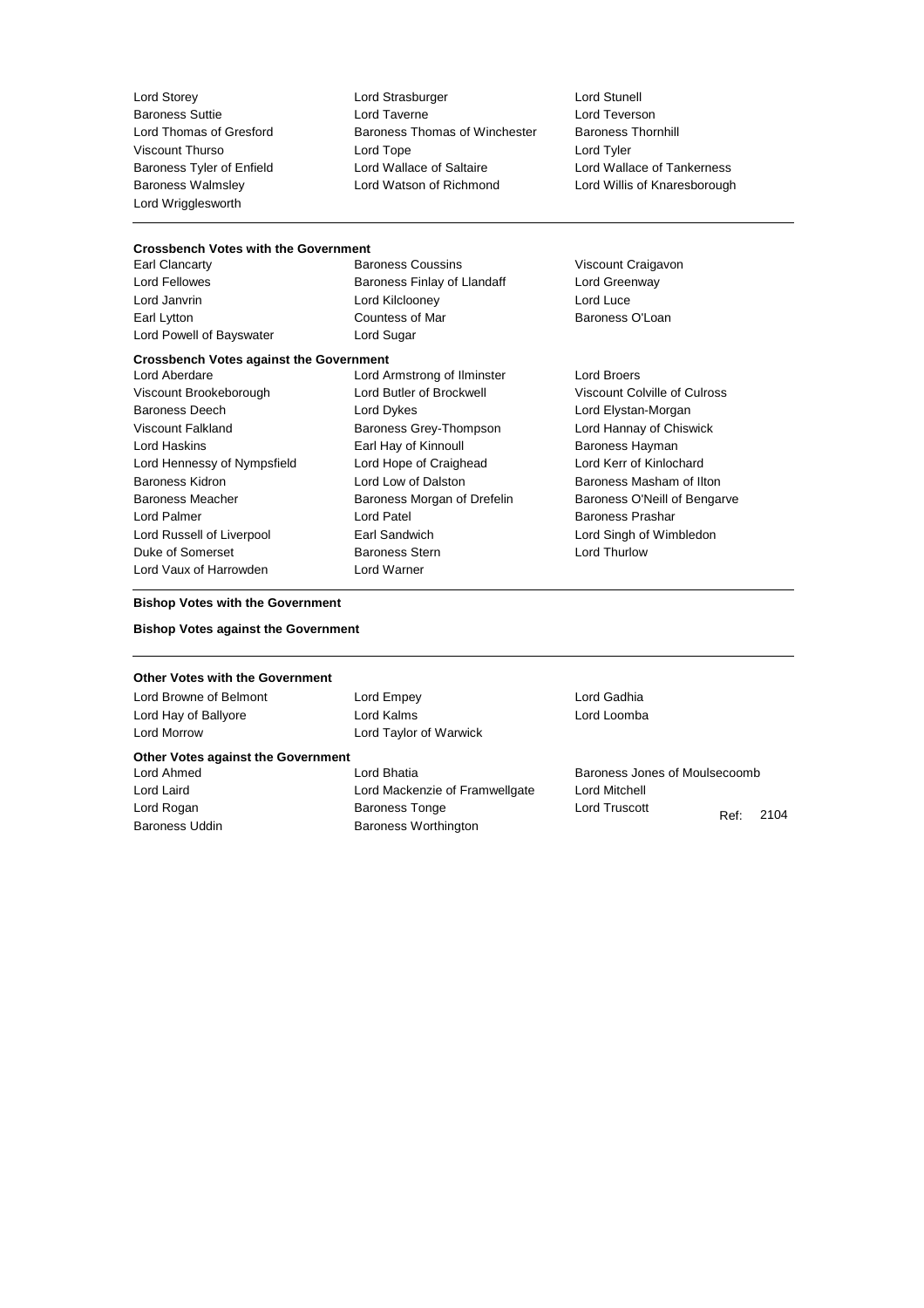Lord Storey
Lord Strasburger
Lord Stunell
Baroness Suttie
Lord Taverne
Lord Teverson
Lord Thomas of Gresford
Baroness Thomas of Winchester
Baroness Thornhill
Viscount Thurso
Lord Tope
Lord Tyler
Baroness Tyler of Enfield
Lord Wallace of Saltaire
Lord Wallace of Tankerness
Baroness Walmsley
Lord Watson of Richmond
Lord Willis of Knaresborough
Lord Wrigglesworth

**Crossbench Votes with the Government**

Earl Clancarty
Baroness Coussins
Viscount Craigavon
Lord Fellowes
Baroness Finlay of Llandaff
Lord Greenway
Lord Janvrin
Lord Kilclooney
Lord Luce
Earl Lytton
Countess of Mar
Baroness O'Loan
Lord Powell of Bayswater
Lord Sugar

**Crossbench Votes against the Government**

Lord Aberdare
Lord Armstrong of Ilminster
Lord Broers
Viscount Brookeborough
Lord Butler of Brockwell
Viscount Colville of Culross
Baroness Deech
Lord Dykes
Lord Elystan-Morgan
Viscount Falkland
Baroness Grey-Thompson
Lord Hannay of Chiswick
Lord Haskins
Earl Hay of Kinnoull
Baroness Hayman
Lord Hennessy of Nympsfield
Lord Hope of Craighead
Lord Kerr of Kinlochard
Baroness Kidron
Lord Low of Dalston
Baroness Masham of Ilton
Baroness Meacher
Baroness Morgan of Drefelin
Baroness O'Neill of Bengarve
Lord Palmer
Lord Patel
Baroness Prashar
Lord Russell of Liverpool
Earl Sandwich
Lord Singh of Wimbledon
Duke of Somerset
Baroness Stern
Lord Thurlow
Lord Vaux of Harrowden
Lord Warner

**Bishop Votes with the Government**

**Bishop Votes against the Government**

**Other Votes with the Government**

Lord Browne of Belmont
Lord Empey
Lord Gadhia
Lord Hay of Ballyore
Lord Kalms
Lord Loomba
Lord Morrow
Lord Taylor of Warwick

**Other Votes against the Government**

Lord Ahmed
Lord Bhatia
Baroness Jones of Moulsecoomb
Lord Laird
Lord Mackenzie of Framwellgate
Lord Mitchell
Lord Rogan
Baroness Tonge
Lord Truscott
Baroness Uddin
Baroness Worthington

Ref: 2104